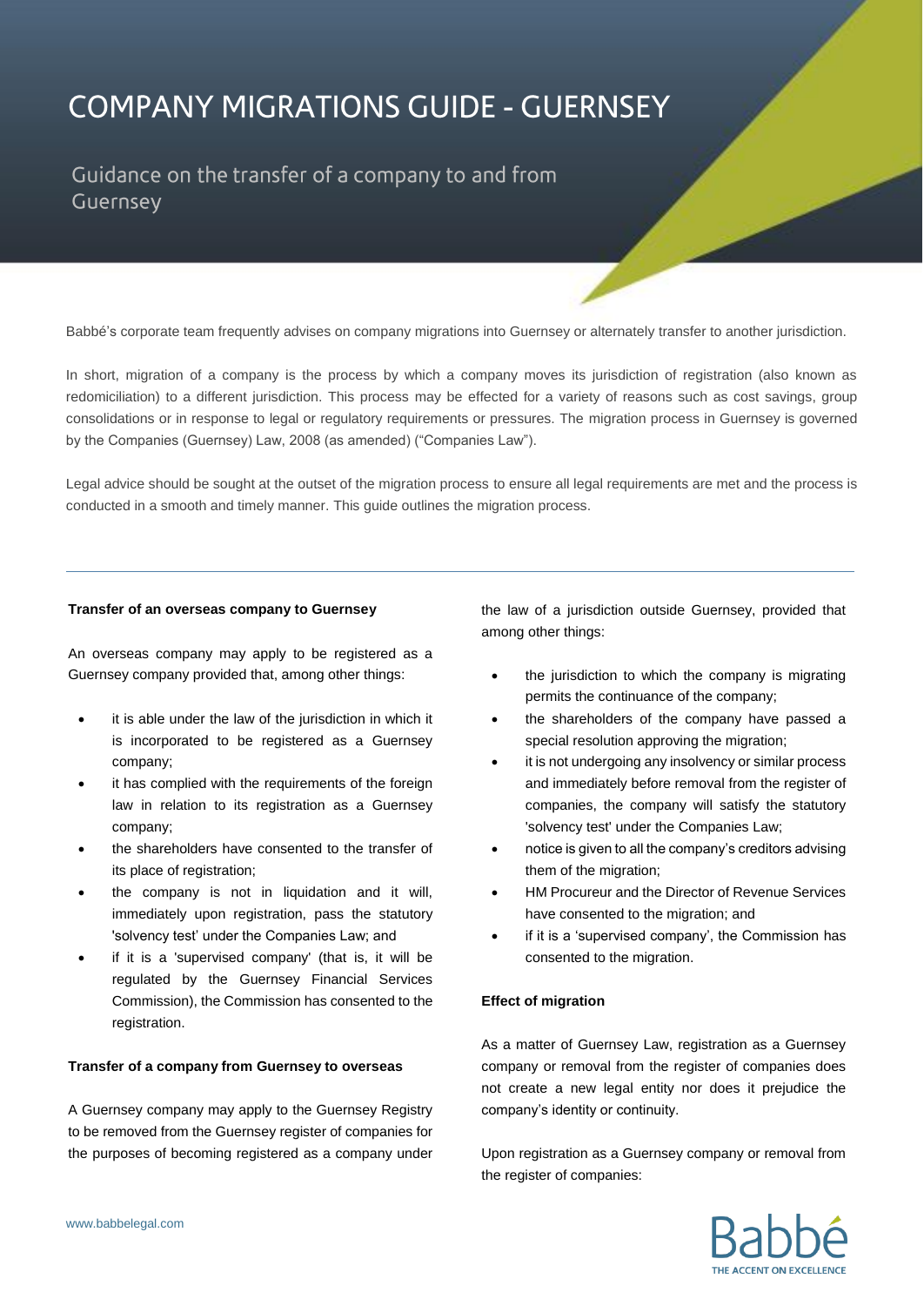# COMPANY MIGRATIONS GUIDE - GUERNSEY

## Guidance on the transfer of a company to and from Guernsey

Babbé's corporate team frequently advises on company migrations into Guernsey or alternately transfer to another jurisdiction.

In short, migration of a company is the process by which a company moves its jurisdiction of registration (also known as redomiciliation) to a different jurisdiction. This process may be effected for a variety of reasons such as cost savings, group consolidations or in response to legal or regulatory requirements or pressures. The migration process in Guernsey is governed by the Companies (Guernsey) Law, 2008 (as amended) ("Companies Law").

Legal advice should be sought at the outset of the migration process to ensure all legal requirements are met and the process is conducted in a smooth and timely manner. This guide outlines the migration process.

---

**Transfer of an overseas company to Guernsey**

An overseas company may apply to be registered as a Guernsey company provided that, among other things:

- it is able under the law of the jurisdiction in which it is incorporated to be registered as a Guernsey company;
- it has complied with the requirements of the foreign law in relation to its registration as a Guernsey company;
- the shareholders have consented to the transfer of its place of registration;
- the company is not in liquidation and it will, immediately upon registration, pass the statutory 'solvency test' under the Companies Law; and
- if it is a 'supervised company' (that is, it will be regulated by the Guernsey Financial Services Commission), the Commission has consented to the registration.

**Transfer of a company from Guernsey to overseas**

A Guernsey company may apply to the Guernsey Registry to be removed from the Guernsey register of companies for the purposes of becoming registered as a company under the law of a jurisdiction outside Guernsey, provided that among other things:

- the jurisdiction to which the company is migrating permits the continuance of the company;
- the shareholders of the company have passed a special resolution approving the migration;
- it is not undergoing any insolvency or similar process and immediately before removal from the register of companies, the company will satisfy the statutory 'solvency test' under the Companies Law;
- notice is given to all the company's creditors advising them of the migration;
- HM Procureur and the Director of Revenue Services have consented to the migration; and
- if it is a 'supervised company', the Commission has consented to the migration.

**Effect of migration**

As a matter of Guernsey Law, registration as a Guernsey company or removal from the register of companies does not create a new legal entity nor does it prejudice the company's identity or continuity.

Upon registration as a Guernsey company or removal from the register of companies: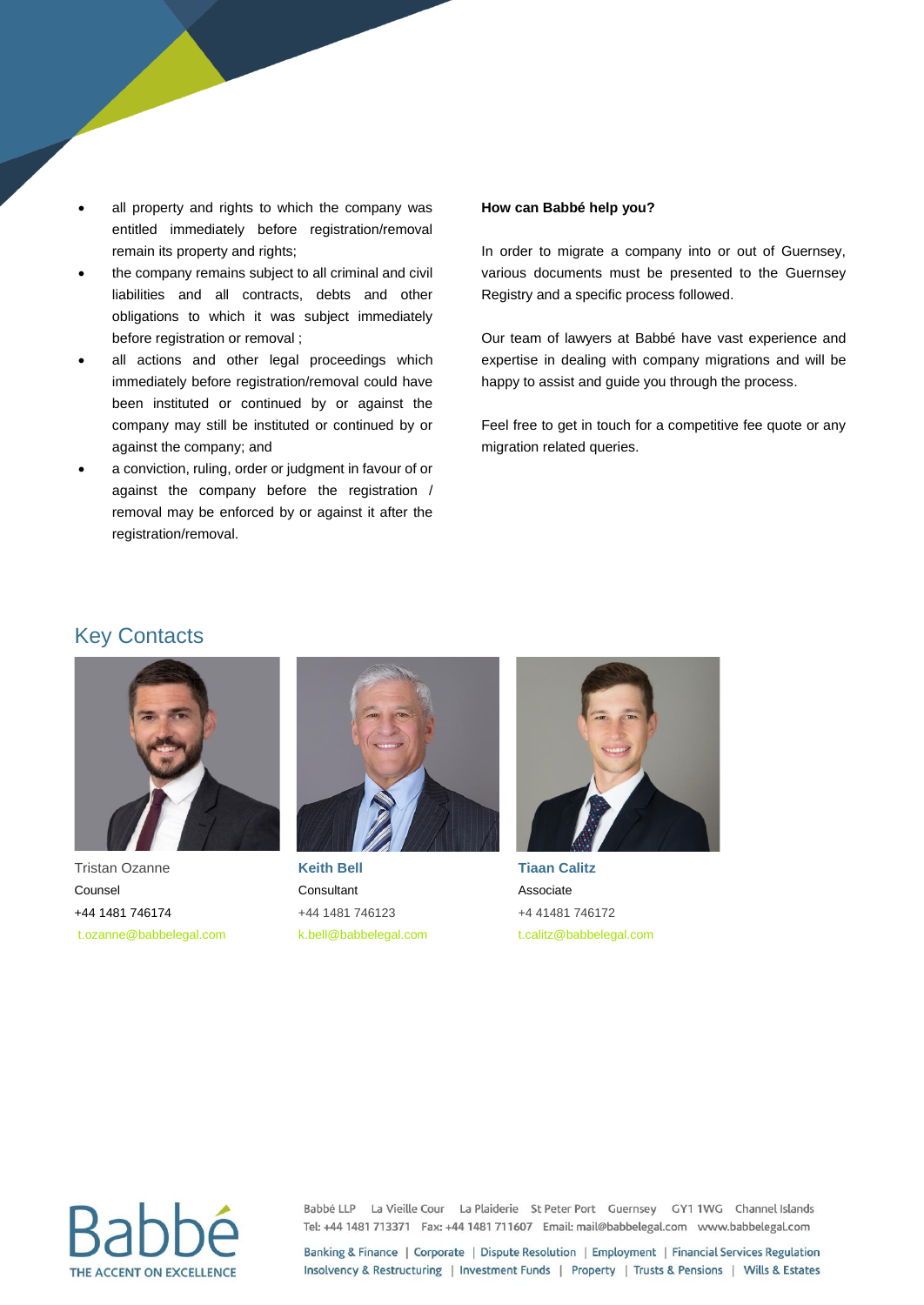- all property and rights to which the company was entitled immediately before registration/removal remain its property and rights;
- the company remains subject to all criminal and civil liabilities and all contracts, debts and other obligations to which it was subject immediately before registration or removal ;
- all actions and other legal proceedings which immediately before registration/removal could have been instituted or continued by or against the company may still be instituted or continued by or against the company; and
- a conviction, ruling, order or judgment in favour of or against the company before the registration / removal may be enforced by or against it after the registration/removal.

**How can Babbé help you?**

In order to migrate a company into or out of Guernsey, various documents must be presented to the Guernsey Registry and a specific process followed.

Our team of lawyers at Babbé have vast experience and expertise in dealing with company migrations and will be happy to assist and guide you through the process.

Feel free to get in touch for a competitive fee quote or any migration related queries.

## Key Contacts

Tristan Ozanne
Counsel
+44 1481 746174
t.ozanne@babbelegal.com

**Keith Bell**
Consultant
+44 1481 746123
k.bell@babbelegal.com

**Tiaan Calitz**
Associate
+4 41481 746172
t.calitz@babbelegal.com

Babbé
THE ACCENT ON EXCELLENCE

Babbé LLP La Vieille Cour La Plaiderie St Peter Port Guernsey GY1 1WG Channel Islands
Tel: +44 1481 713371 Fax: +44 1481 711607 Email: mail@babbelegal.com www.babbelegal.com

Banking & Finance | Corporate | Dispute Resolution | Employment | Financial Services Regulation
Insolvency & Restructuring | Investment Funds | Property | Trusts & Pensions | Wills & Estates